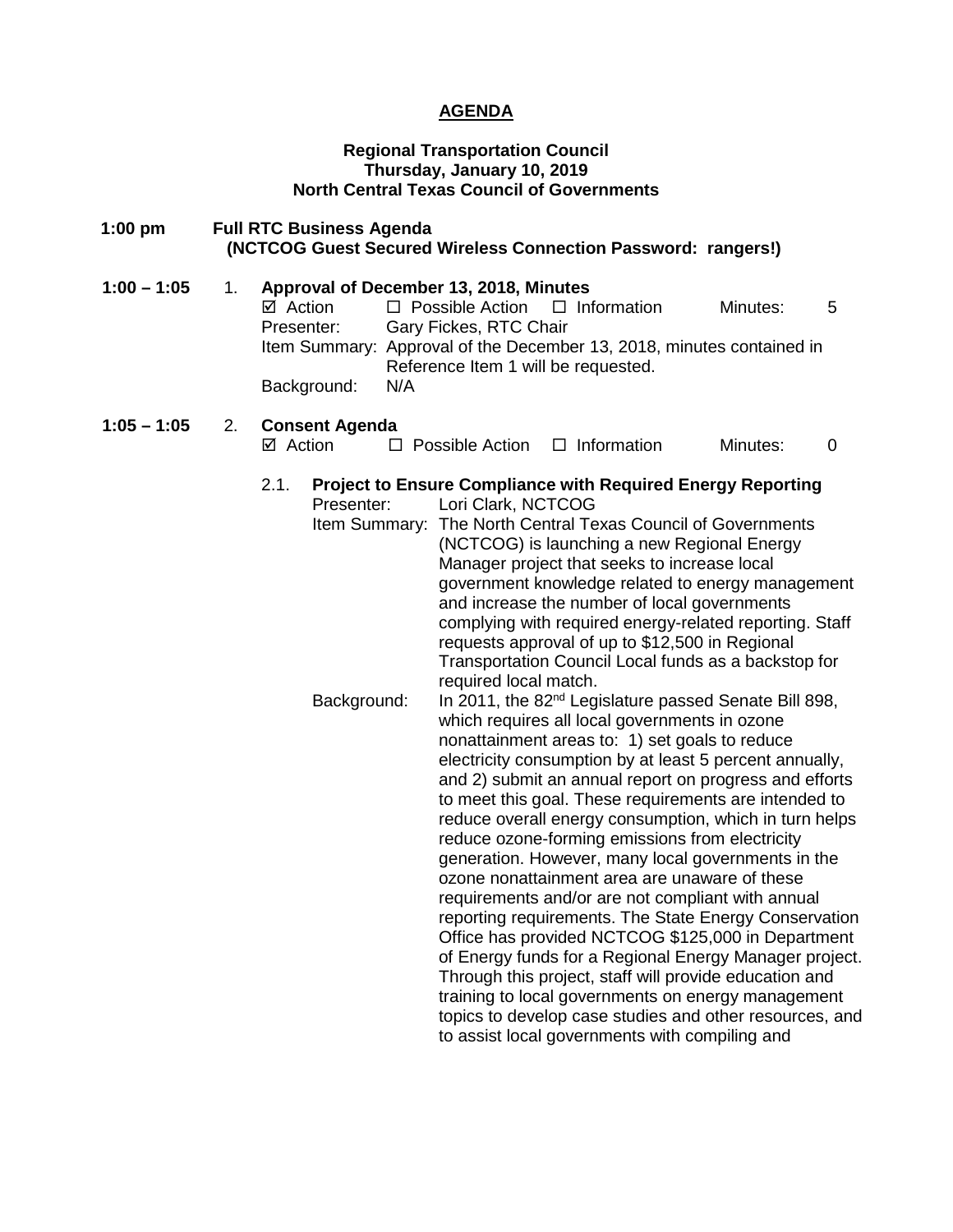# AGENDA

**Regional Transportation Council**
**Thursday, January 10, 2019**
**North Central Texas Council of Governments**

**1:00 pm** **Full RTC Business Agenda**
**(NCTCOG Guest Secured Wireless Connection Password: rangers!)**

**1:00 – 1:05** 1. **Approval of December 13, 2018, Minutes**

☑ Action ☐ Possible Action ☐ Information Minutes: 5

Presenter: Gary Fickes, RTC Chair

Item Summary: Approval of the December 13, 2018, minutes contained in Reference Item 1 will be requested.

Background: N/A

**1:05 – 1:05** 2. **Consent Agenda**

☑ Action ☐ Possible Action ☐ Information Minutes: 0

2.1. **Project to Ensure Compliance with Required Energy Reporting**

Presenter: Lori Clark, NCTCOG

Item Summary: The North Central Texas Council of Governments (NCTCOG) is launching a new Regional Energy Manager project that seeks to increase local government knowledge related to energy management and increase the number of local governments complying with required energy-related reporting. Staff requests approval of up to $12,500 in Regional Transportation Council Local funds as a backstop for required local match.

Background: In 2011, the 82nd Legislature passed Senate Bill 898, which requires all local governments in ozone nonattainment areas to: 1) set goals to reduce electricity consumption by at least 5 percent annually, and 2) submit an annual report on progress and efforts to meet this goal. These requirements are intended to reduce overall energy consumption, which in turn helps reduce ozone-forming emissions from electricity generation. However, many local governments in the ozone nonattainment area are unaware of these requirements and/or are not compliant with annual reporting requirements. The State Energy Conservation Office has provided NCTCOG $125,000 in Department of Energy funds for a Regional Energy Manager project. Through this project, staff will provide education and training to local governments on energy management topics to develop case studies and other resources, and to assist local governments with compiling and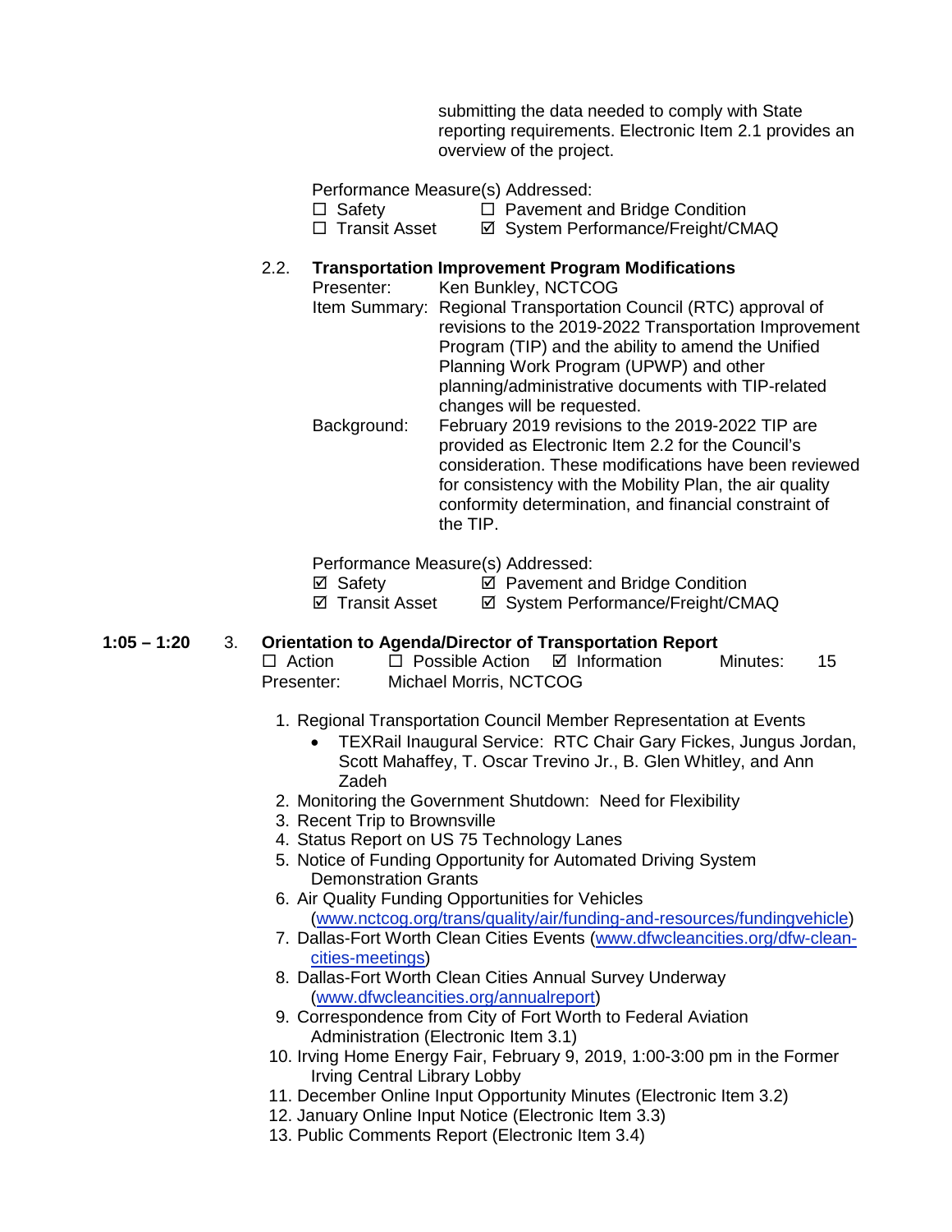submitting the data needed to comply with State reporting requirements. Electronic Item 2.1 provides an overview of the project.

Performance Measure(s) Addressed:

☐ Safety ☐ Pavement and Bridge Condition
☐ Transit Asset ☑ System Performance/Freight/CMAQ

2.2. **Transportation Improvement Program Modifications**

Presenter: Ken Bunkley, NCTCOG

Item Summary: Regional Transportation Council (RTC) approval of revisions to the 2019-2022 Transportation Improvement Program (TIP) and the ability to amend the Unified Planning Work Program (UPWP) and other planning/administrative documents with TIP-related changes will be requested.

Background: February 2019 revisions to the 2019-2022 TIP are provided as Electronic Item 2.2 for the Council's consideration. These modifications have been reviewed for consistency with the Mobility Plan, the air quality conformity determination, and financial constraint of the TIP.

Performance Measure(s) Addressed:

☑ Safety ☑ Pavement and Bridge Condition
☑ Transit Asset ☑ System Performance/Freight/CMAQ

**1:05 – 1:20** 3. **Orientation to Agenda/Director of Transportation Report**

☐ Action ☐ Possible Action ☑ Information Minutes: 15

Presenter: Michael Morris, NCTCOG

1. Regional Transportation Council Member Representation at Events
   - TEXRail Inaugural Service: RTC Chair Gary Fickes, Jungus Jordan, Scott Mahaffey, T. Oscar Trevino Jr., B. Glen Whitley, and Ann Zadeh
2. Monitoring the Government Shutdown: Need for Flexibility
3. Recent Trip to Brownsville
4. Status Report on US 75 Technology Lanes
5. Notice of Funding Opportunity for Automated Driving System Demonstration Grants
6. Air Quality Funding Opportunities for Vehicles (www.nctcog.org/trans/quality/air/funding-and-resources/fundingvehicle)
7. Dallas-Fort Worth Clean Cities Events (www.dfwcleancities.org/dfw-clean-cities-meetings)
8. Dallas-Fort Worth Clean Cities Annual Survey Underway (www.dfwcleancities.org/annualreport)
9. Correspondence from City of Fort Worth to Federal Aviation Administration (Electronic Item 3.1)
10. Irving Home Energy Fair, February 9, 2019, 1:00-3:00 pm in the Former Irving Central Library Lobby
11. December Online Input Opportunity Minutes (Electronic Item 3.2)
12. January Online Input Notice (Electronic Item 3.3)
13. Public Comments Report (Electronic Item 3.4)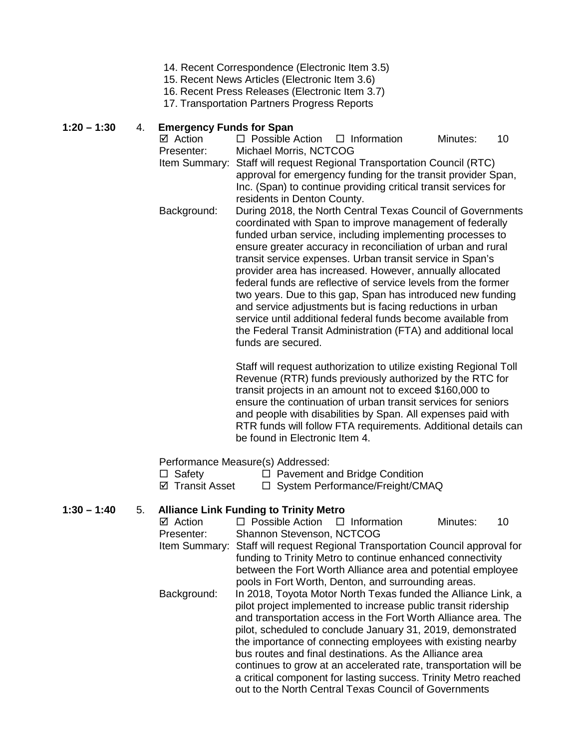14. Recent Correspondence (Electronic Item 3.5)
15. Recent News Articles (Electronic Item 3.6)
16. Recent Press Releases (Electronic Item 3.7)
17. Transportation Partners Progress Reports

**1:20 – 1:30** 4. **Emergency Funds for Span**

☑ Action ☐ Possible Action ☐ Information Minutes: 10

Presenter: Michael Morris, NCTCOG

Item Summary: Staff will request Regional Transportation Council (RTC) approval for emergency funding for the transit provider Span, Inc. (Span) to continue providing critical transit services for residents in Denton County.

Background: During 2018, the North Central Texas Council of Governments coordinated with Span to improve management of federally funded urban service, including implementing processes to ensure greater accuracy in reconciliation of urban and rural transit service expenses. Urban transit service in Span's provider area has increased. However, annually allocated federal funds are reflective of service levels from the former two years. Due to this gap, Span has introduced new funding and service adjustments but is facing reductions in urban service until additional federal funds become available from the Federal Transit Administration (FTA) and additional local funds are secured.

Staff will request authorization to utilize existing Regional Toll Revenue (RTR) funds previously authorized by the RTC for transit projects in an amount not to exceed $160,000 to ensure the continuation of urban transit services for seniors and people with disabilities by Span. All expenses paid with RTR funds will follow FTA requirements. Additional details can be found in Electronic Item 4.

Performance Measure(s) Addressed:

☐ Safety ☐ Pavement and Bridge Condition
☑ Transit Asset ☐ System Performance/Freight/CMAQ

**1:30 – 1:40** 5. **Alliance Link Funding to Trinity Metro**

☑ Action ☐ Possible Action ☐ Information Minutes: 10

Presenter: Shannon Stevenson, NCTCOG

Item Summary: Staff will request Regional Transportation Council approval for funding to Trinity Metro to continue enhanced connectivity between the Fort Worth Alliance area and potential employee pools in Fort Worth, Denton, and surrounding areas.

Background: In 2018, Toyota Motor North Texas funded the Alliance Link, a pilot project implemented to increase public transit ridership and transportation access in the Fort Worth Alliance area. The pilot, scheduled to conclude January 31, 2019, demonstrated the importance of connecting employees with existing nearby bus routes and final destinations. As the Alliance area continues to grow at an accelerated rate, transportation will be a critical component for lasting success. Trinity Metro reached out to the North Central Texas Council of Governments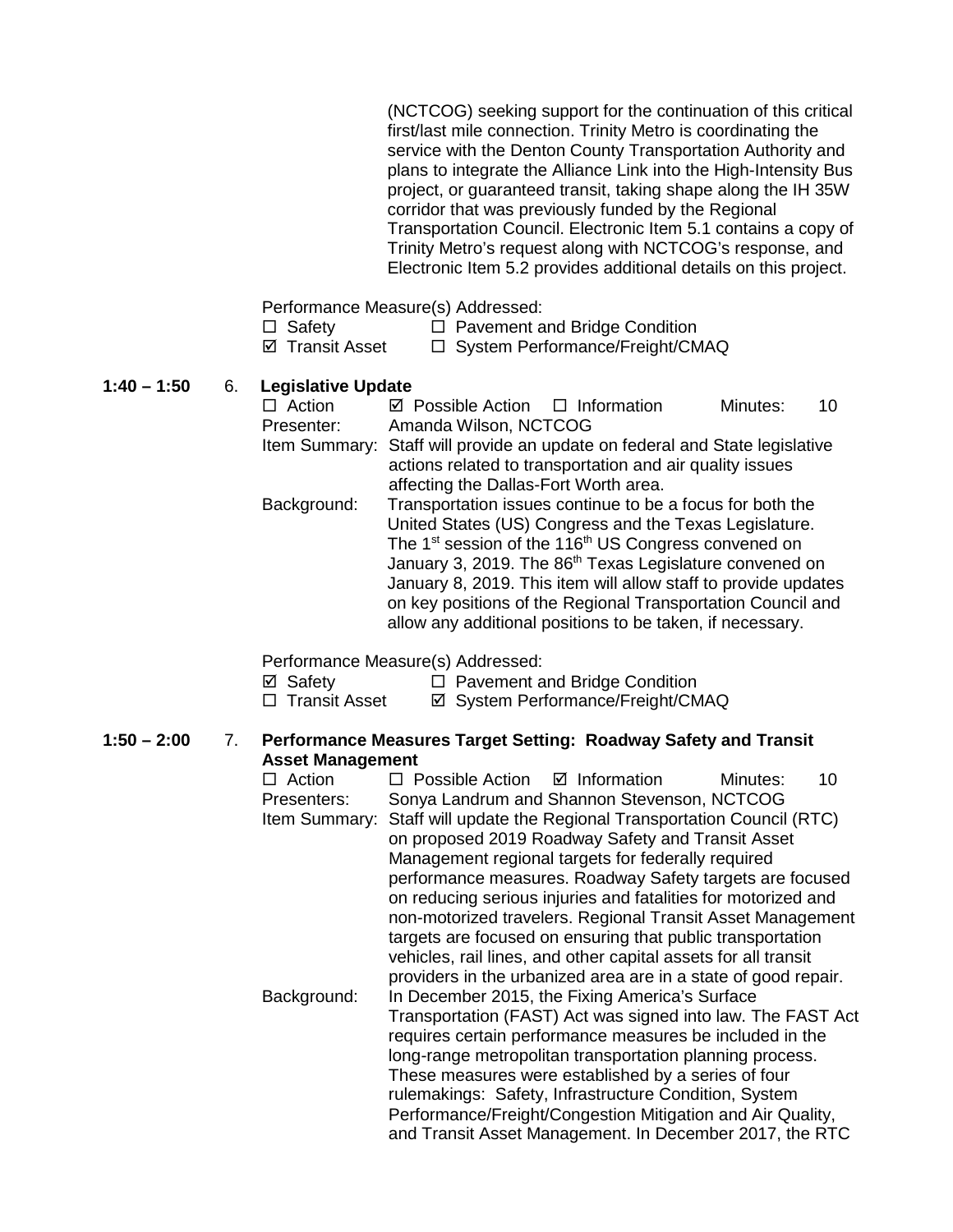(NCTCOG) seeking support for the continuation of this critical first/last mile connection. Trinity Metro is coordinating the service with the Denton County Transportation Authority and plans to integrate the Alliance Link into the High-Intensity Bus project, or guaranteed transit, taking shape along the IH 35W corridor that was previously funded by the Regional Transportation Council. Electronic Item 5.1 contains a copy of Trinity Metro's request along with NCTCOG's response, and Electronic Item 5.2 provides additional details on this project.

Performance Measure(s) Addressed:
☐ Safety ☐ Pavement and Bridge Condition
☑ Transit Asset ☐ System Performance/Freight/CMAQ

**1:40 – 1:50** 6. **Legislative Update**

☐ Action ☑ Possible Action ☐ Information Minutes: 10

Presenter: Amanda Wilson, NCTCOG

Item Summary: Staff will provide an update on federal and State legislative actions related to transportation and air quality issues affecting the Dallas-Fort Worth area.

Background: Transportation issues continue to be a focus for both the United States (US) Congress and the Texas Legislature. The 1st session of the 116th US Congress convened on January 3, 2019. The 86th Texas Legislature convened on January 8, 2019. This item will allow staff to provide updates on key positions of the Regional Transportation Council and allow any additional positions to be taken, if necessary.

Performance Measure(s) Addressed:
☑ Safety ☐ Pavement and Bridge Condition
☐ Transit Asset ☑ System Performance/Freight/CMAQ

**1:50 – 2:00** 7. **Performance Measures Target Setting: Roadway Safety and Transit Asset Management**

☐ Action ☐ Possible Action ☑ Information Minutes: 10

Presenters: Sonya Landrum and Shannon Stevenson, NCTCOG

Item Summary: Staff will update the Regional Transportation Council (RTC) on proposed 2019 Roadway Safety and Transit Asset Management regional targets for federally required performance measures. Roadway Safety targets are focused on reducing serious injuries and fatalities for motorized and non-motorized travelers. Regional Transit Asset Management targets are focused on ensuring that public transportation vehicles, rail lines, and other capital assets for all transit providers in the urbanized area are in a state of good repair.

Background: In December 2015, the Fixing America's Surface Transportation (FAST) Act was signed into law. The FAST Act requires certain performance measures be included in the long-range metropolitan transportation planning process. These measures were established by a series of four rulemakings: Safety, Infrastructure Condition, System Performance/Freight/Congestion Mitigation and Air Quality, and Transit Asset Management. In December 2017, the RTC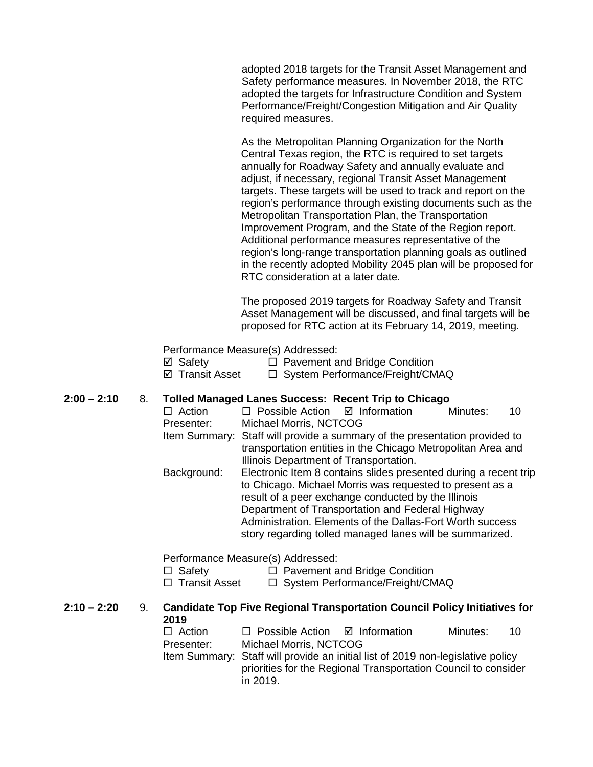adopted 2018 targets for the Transit Asset Management and Safety performance measures. In November 2018, the RTC adopted the targets for Infrastructure Condition and System Performance/Freight/Congestion Mitigation and Air Quality required measures.

As the Metropolitan Planning Organization for the North Central Texas region, the RTC is required to set targets annually for Roadway Safety and annually evaluate and adjust, if necessary, regional Transit Asset Management targets. These targets will be used to track and report on the region's performance through existing documents such as the Metropolitan Transportation Plan, the Transportation Improvement Program, and the State of the Region report. Additional performance measures representative of the region's long-range transportation planning goals as outlined in the recently adopted Mobility 2045 plan will be proposed for RTC consideration at a later date.

The proposed 2019 targets for Roadway Safety and Transit Asset Management will be discussed, and final targets will be proposed for RTC action at its February 14, 2019, meeting.

Performance Measure(s) Addressed:
☑ Safety ☐ Pavement and Bridge Condition
☑ Transit Asset ☐ System Performance/Freight/CMAQ

**2:00 – 2:10** 8. **Tolled Managed Lanes Success: Recent Trip to Chicago**

☐ Action ☐ Possible Action ☑ Information Minutes: 10

Presenter: Michael Morris, NCTCOG

Item Summary: Staff will provide a summary of the presentation provided to transportation entities in the Chicago Metropolitan Area and Illinois Department of Transportation.

Background: Electronic Item 8 contains slides presented during a recent trip to Chicago. Michael Morris was requested to present as a result of a peer exchange conducted by the Illinois Department of Transportation and Federal Highway Administration. Elements of the Dallas-Fort Worth success story regarding tolled managed lanes will be summarized.

Performance Measure(s) Addressed:
☐ Safety ☐ Pavement and Bridge Condition
☐ Transit Asset ☐ System Performance/Freight/CMAQ

**2:10 – 2:20** 9. **Candidate Top Five Regional Transportation Council Policy Initiatives for 2019**

☐ Action ☐ Possible Action ☑ Information Minutes: 10

Presenter: Michael Morris, NCTCOG

Item Summary: Staff will provide an initial list of 2019 non-legislative policy priorities for the Regional Transportation Council to consider in 2019.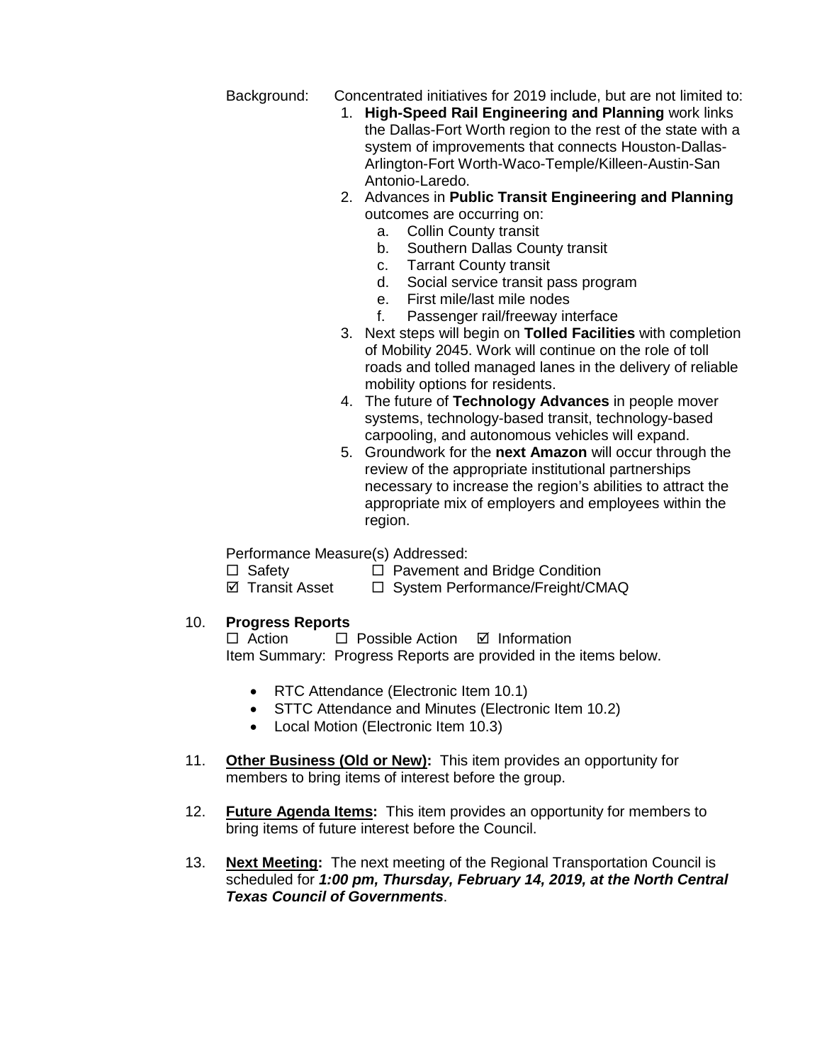Background: Concentrated initiatives for 2019 include, but are not limited to:

1. **High-Speed Rail Engineering and Planning** work links the Dallas-Fort Worth region to the rest of the state with a system of improvements that connects Houston-Dallas-Arlington-Fort Worth-Waco-Temple/Killeen-Austin-San Antonio-Laredo.
2. Advances in **Public Transit Engineering and Planning** outcomes are occurring on:
   a. Collin County transit
   b. Southern Dallas County transit
   c. Tarrant County transit
   d. Social service transit pass program
   e. First mile/last mile nodes
   f. Passenger rail/freeway interface
3. Next steps will begin on **Tolled Facilities** with completion of Mobility 2045. Work will continue on the role of toll roads and tolled managed lanes in the delivery of reliable mobility options for residents.
4. The future of **Technology Advances** in people mover systems, technology-based transit, technology-based carpooling, and autonomous vehicles will expand.
5. Groundwork for the **next Amazon** will occur through the review of the appropriate institutional partnerships necessary to increase the region's abilities to attract the appropriate mix of employers and employees within the region.

Performance Measure(s) Addressed:
☐ Safety ☐ Pavement and Bridge Condition
☑ Transit Asset ☐ System Performance/Freight/CMAQ

10. **Progress Reports**
☐ Action ☐ Possible Action ☑ Information
Item Summary: Progress Reports are provided in the items below.

- RTC Attendance (Electronic Item 10.1)
- STTC Attendance and Minutes (Electronic Item 10.2)
- Local Motion (Electronic Item 10.3)

11. **Other Business (Old or New):** This item provides an opportunity for members to bring items of interest before the group.

12. **Future Agenda Items:** This item provides an opportunity for members to bring items of future interest before the Council.

13. **Next Meeting:** The next meeting of the Regional Transportation Council is scheduled for ***1:00 pm, Thursday, February 14, 2019, at the North Central Texas Council of Governments***.